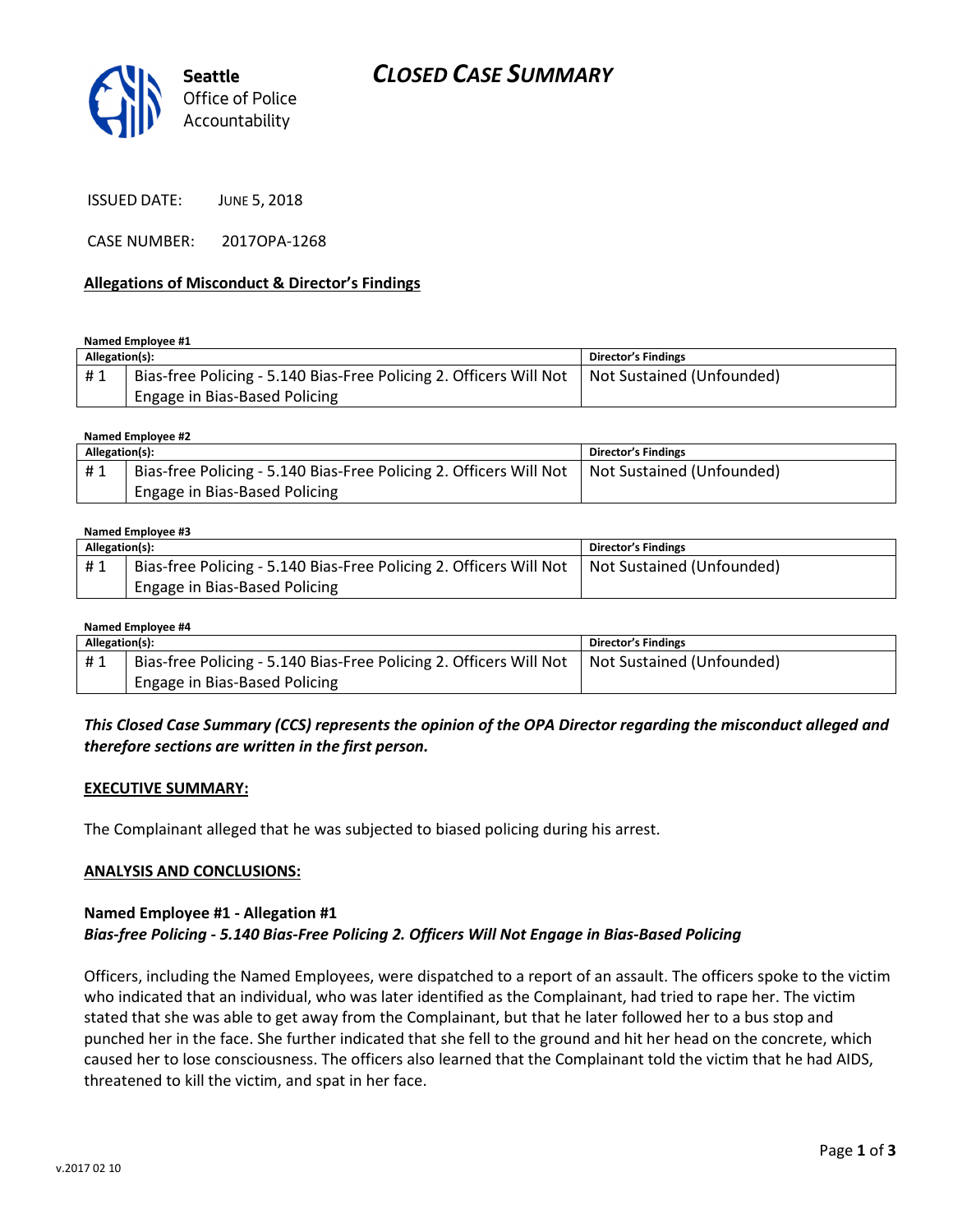# CLOSED CASE SUMMARY

Seattle Office of Police Accountability

ISSUED DATE: JUNE 5, 2018

CASE NUMBER: 2017OPA-1268

**Allegations of Misconduct & Director's Findings**

**Named Employee #1**

| Allegation(s): | | Director's Findings |
|---|---|---|
| # 1 | Bias-free Policing - 5.140 Bias-Free Policing 2. Officers Will Not Engage in Bias-Based Policing | Not Sustained (Unfounded) |

**Named Employee #2**

| Allegation(s): | | Director's Findings |
|---|---|---|
| # 1 | Bias-free Policing - 5.140 Bias-Free Policing 2. Officers Will Not Engage in Bias-Based Policing | Not Sustained (Unfounded) |

**Named Employee #3**

| Allegation(s): | | Director's Findings |
|---|---|---|
| # 1 | Bias-free Policing - 5.140 Bias-Free Policing 2. Officers Will Not Engage in Bias-Based Policing | Not Sustained (Unfounded) |

**Named Employee #4**

| Allegation(s): | | Director's Findings |
|---|---|---|
| # 1 | Bias-free Policing - 5.140 Bias-Free Policing 2. Officers Will Not Engage in Bias-Based Policing | Not Sustained (Unfounded) |

***This Closed Case Summary (CCS) represents the opinion of the OPA Director regarding the misconduct alleged and therefore sections are written in the first person.***

**EXECUTIVE SUMMARY:**

The Complainant alleged that he was subjected to biased policing during his arrest.

**ANALYSIS AND CONCLUSIONS:**

**Named Employee #1 - Allegation #1**
***Bias-free Policing - 5.140 Bias-Free Policing 2. Officers Will Not Engage in Bias-Based Policing***

Officers, including the Named Employees, were dispatched to a report of an assault. The officers spoke to the victim who indicated that an individual, who was later identified as the Complainant, had tried to rape her. The victim stated that she was able to get away from the Complainant, but that he later followed her to a bus stop and punched her in the face. She further indicated that she fell to the ground and hit her head on the concrete, which caused her to lose consciousness. The officers also learned that the Complainant told the victim that he had AIDS, threatened to kill the victim, and spat in her face.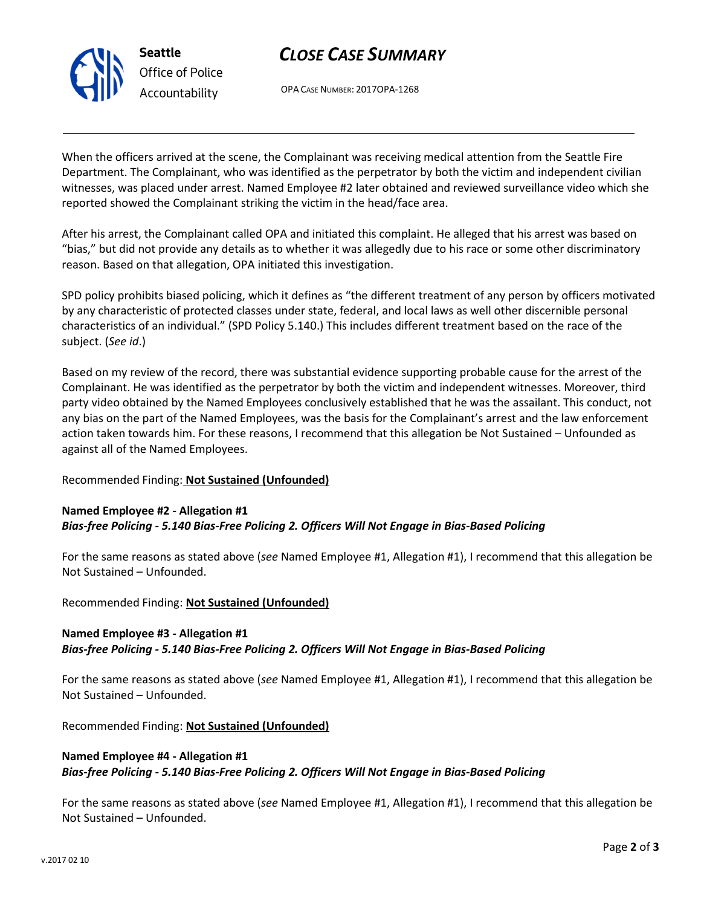When the officers arrived at the scene, the Complainant was receiving medical attention from the Seattle Fire Department. The Complainant, who was identified as the perpetrator by both the victim and independent civilian witnesses, was placed under arrest. Named Employee #2 later obtained and reviewed surveillance video which she reported showed the Complainant striking the victim in the head/face area.

After his arrest, the Complainant called OPA and initiated this complaint. He alleged that his arrest was based on "bias," but did not provide any details as to whether it was allegedly due to his race or some other discriminatory reason. Based on that allegation, OPA initiated this investigation.

SPD policy prohibits biased policing, which it defines as "the different treatment of any person by officers motivated by any characteristic of protected classes under state, federal, and local laws as well other discernible personal characteristics of an individual." (SPD Policy 5.140.) This includes different treatment based on the race of the subject. (*See id*.)

Based on my review of the record, there was substantial evidence supporting probable cause for the arrest of the Complainant. He was identified as the perpetrator by both the victim and independent witnesses. Moreover, third party video obtained by the Named Employees conclusively established that he was the assailant. This conduct, not any bias on the part of the Named Employees, was the basis for the Complainant's arrest and the law enforcement action taken towards him. For these reasons, I recommend that this allegation be Not Sustained – Unfounded as against all of the Named Employees.

Recommended Finding: **Not Sustained (Unfounded)**

**Named Employee #2 - Allegation #1**
***Bias-free Policing - 5.140 Bias-Free Policing 2. Officers Will Not Engage in Bias-Based Policing***

For the same reasons as stated above (*see* Named Employee #1, Allegation #1), I recommend that this allegation be Not Sustained – Unfounded.

Recommended Finding: **Not Sustained (Unfounded)**

**Named Employee #3 - Allegation #1**
***Bias-free Policing - 5.140 Bias-Free Policing 2. Officers Will Not Engage in Bias-Based Policing***

For the same reasons as stated above (*see* Named Employee #1, Allegation #1), I recommend that this allegation be Not Sustained – Unfounded.

Recommended Finding: **Not Sustained (Unfounded)**

**Named Employee #4 - Allegation #1**
***Bias-free Policing - 5.140 Bias-Free Policing 2. Officers Will Not Engage in Bias-Based Policing***

For the same reasons as stated above (*see* Named Employee #1, Allegation #1), I recommend that this allegation be Not Sustained – Unfounded.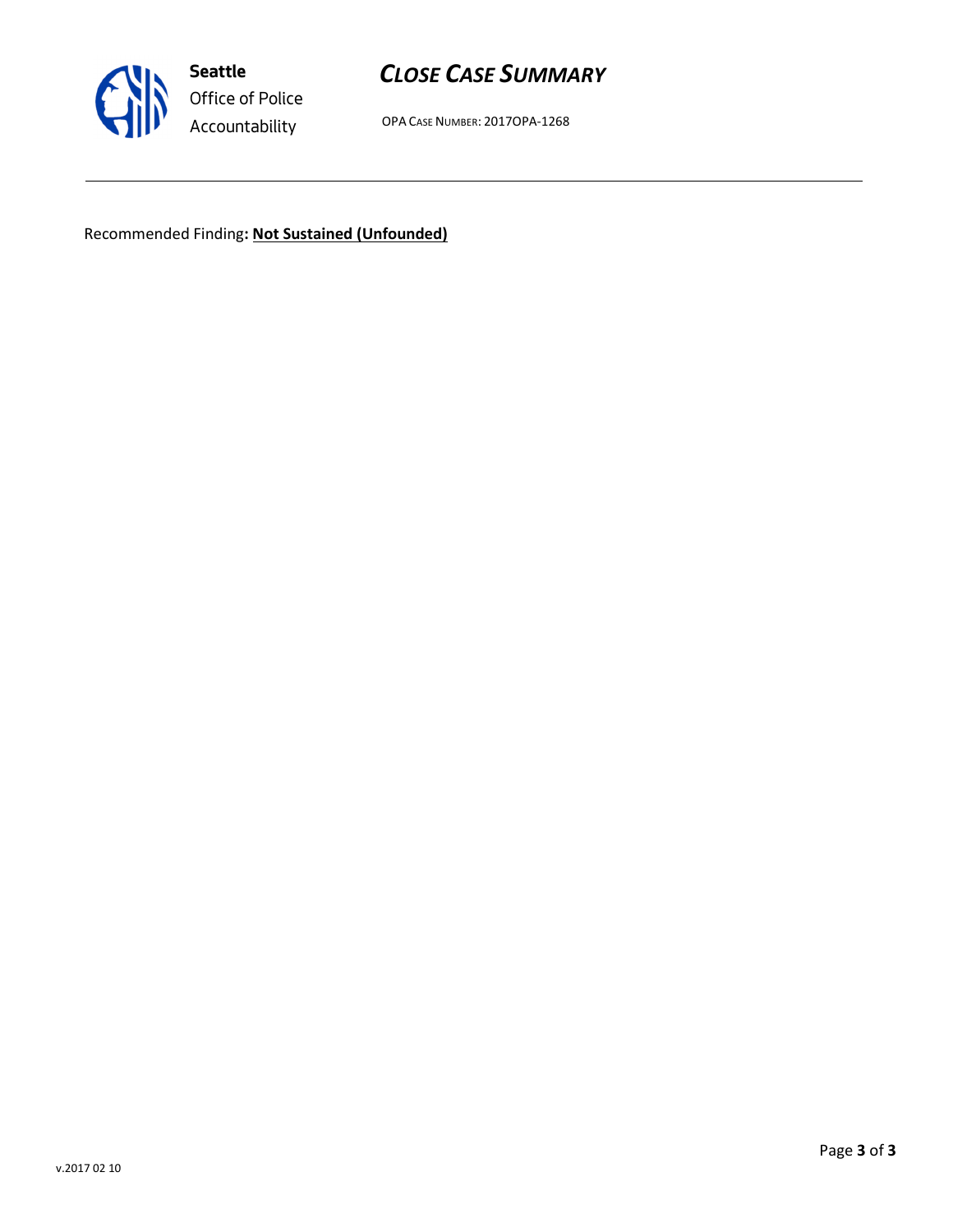Recommended Finding**: Not Sustained (Unfounded)**